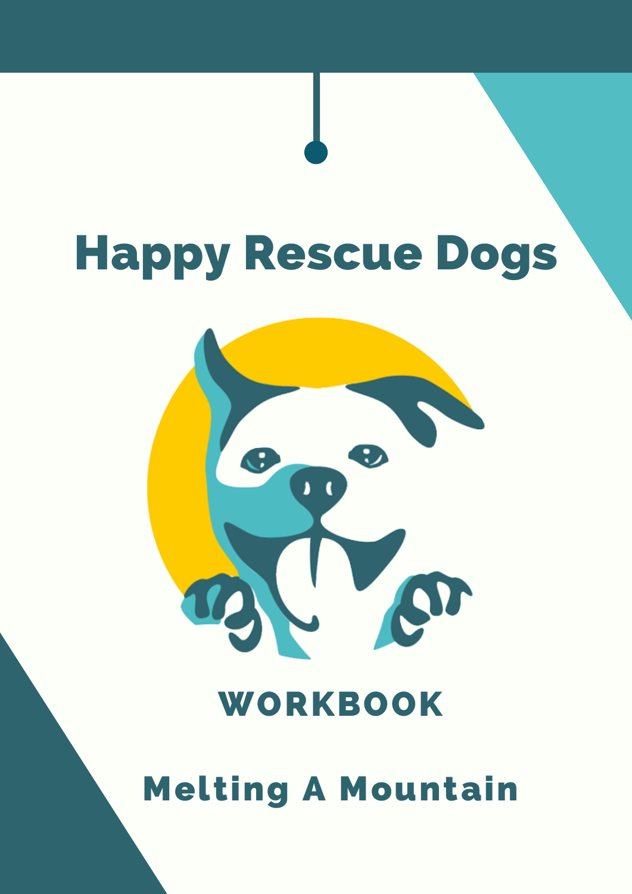# Happy Rescue Dogs

## WORKBOOK

## Melting A Mountain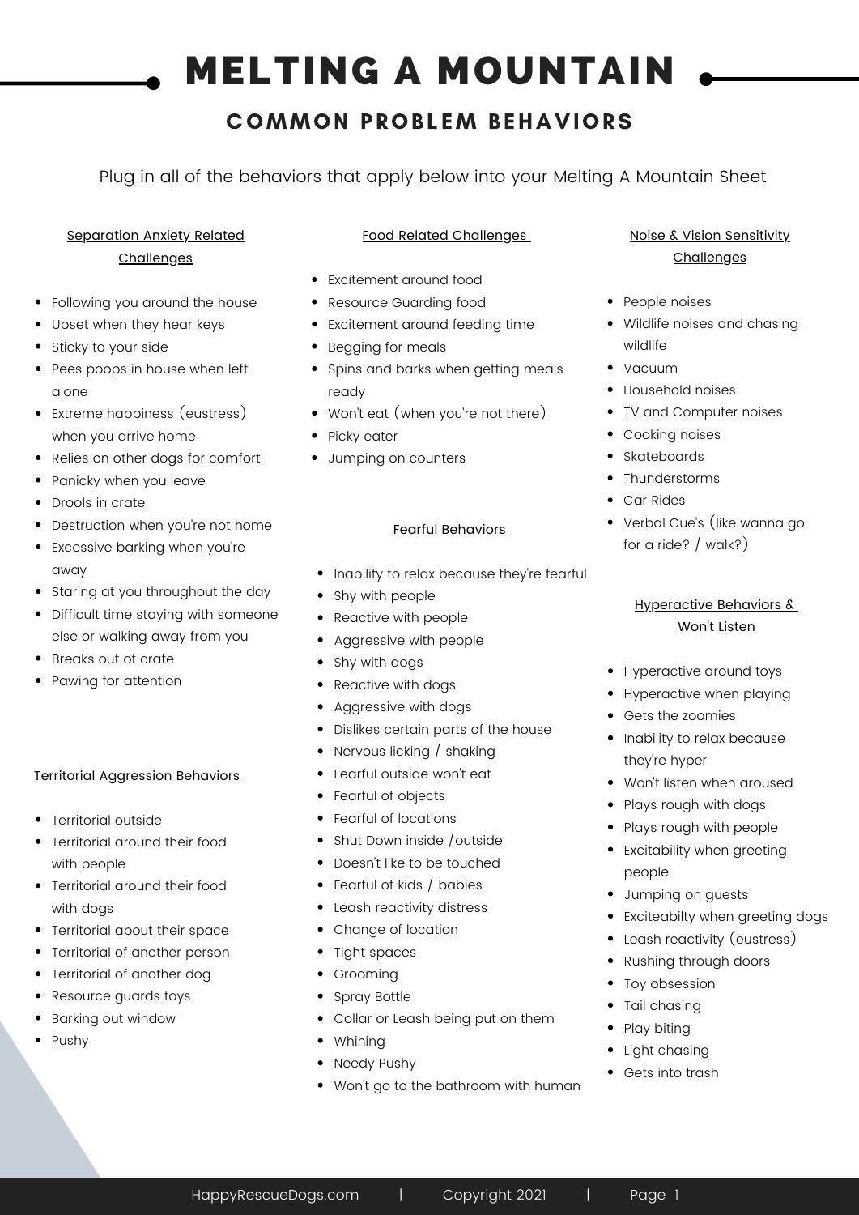# MELTING A MOUNTAIN

## COMMON PROBLEM BEHAVIORS

Plug in all of the behaviors that apply below into your Melting A Mountain Sheet

### Separation Anxiety Related Challenges

- Following you around the house
- Upset when they hear keys
- Sticky to your side
- Pees poops in house when left alone
- Extreme happiness (eustress) when you arrive home
- Relies on other dogs for comfort
- Panicky when you leave
- Drools in crate
- Destruction when you're not home
- Excessive barking when you're away
- Staring at you throughout the day
- Difficult time staying with someone else or walking away from you
- Breaks out of crate
- Pawing for attention

### Territorial Aggression Behaviors

- Territorial outside
- Territorial around their food with people
- Territorial around their food with dogs
- Territorial about their space
- Territorial of another person
- Territorial of another dog
- Resource guards toys
- Barking out window
- Pushy

### Food Related Challenges

- Excitement around food
- Resource Guarding food
- Excitement around feeding time
- Begging for meals
- Spins and barks when getting meals ready
- Won't eat (when you're not there)
- Picky eater
- Jumping on counters

### Fearful Behaviors

- Inability to relax because they're fearful
- Shy with people
- Reactive with people
- Aggressive with people
- Shy with dogs
- Reactive with dogs
- Aggressive with dogs
- Dislikes certain parts of the house
- Nervous licking / shaking
- Fearful outside won't eat
- Fearful of objects
- Fearful of locations
- Shut Down inside /outside
- Doesn't like to be touched
- Fearful of kids / babies
- Leash reactivity distress
- Change of location
- Tight spaces
- Grooming
- Spray Bottle
- Collar or Leash being put on them
- Whining
- Needy Pushy
- Won't go to the bathroom with human

### Noise & Vision Sensitivity Challenges

- People noises
- Wildlife noises and chasing wildlife
- Vacuum
- Household noises
- TV and Computer noises
- Cooking noises
- Skateboards
- Thunderstorms
- Car Rides
- Verbal Cue's (like wanna go for a ride? / walk?)

### Hyperactive Behaviors & Won't Listen

- Hyperactive around toys
- Hyperactive when playing
- Gets the zoomies
- Inability to relax because they're hyper
- Won't listen when aroused
- Plays rough with dogs
- Plays rough with people
- Excitability when greeting people
- Jumping on guests
- Exciteabilty when greeting dogs
- Leash reactivity (eustress)
- Rushing through doors
- Toy obsession
- Tail chasing
- Play biting
- Light chasing
- Gets into trash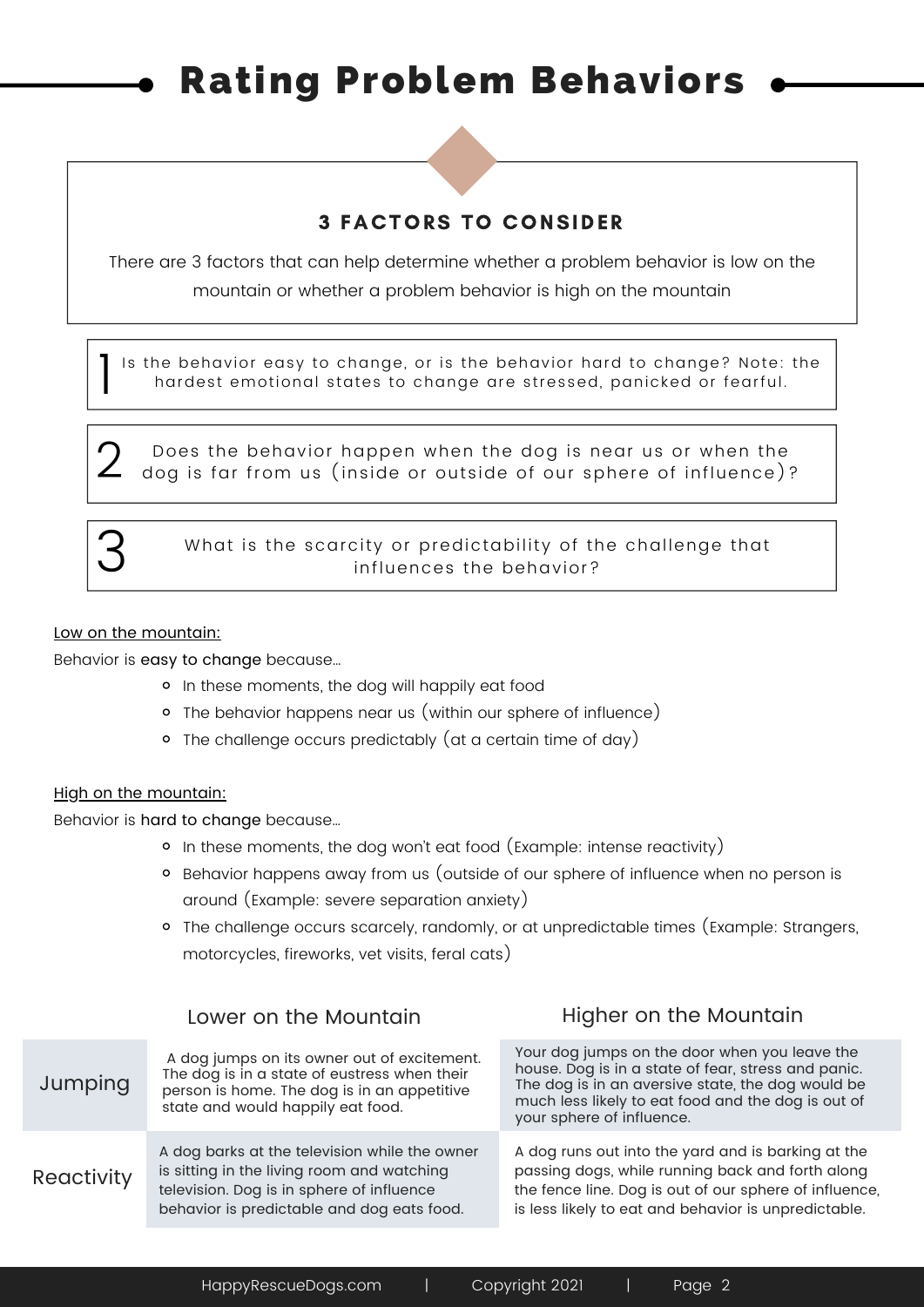# Rating Problem Behaviors

### 3 FACTORS TO CONSIDER

There are 3 factors that can help determine whether a problem behavior is low on the mountain or whether a problem behavior is high on the mountain

1. Is the behavior easy to change, or is the behavior hard to change? Note: the hardest emotional states to change are stressed, panicked or fearful.

2. Does the behavior happen when the dog is near us or when the dog is far from us (inside or outside of our sphere of influence)?

3. What is the scarcity or predictability of the challenge that influences the behavior?

Low on the mountain:

Behavior is easy to change because...

- In these moments, the dog will happily eat food
- The behavior happens near us (within our sphere of influence)
- The challenge occurs predictably (at a certain time of day)

High on the mountain:

Behavior is hard to change because...

- In these moments, the dog won't eat food (Example: intense reactivity)
- Behavior happens away from us (outside of our sphere of influence when no person is around (Example: severe separation anxiety)
- The challenge occurs scarcely, randomly, or at unpredictable times (Example: Strangers, motorcycles, fireworks, vet visits, feral cats)

| | Lower on the Mountain | Higher on the Mountain |
|---|---|---|
| Jumping | A dog jumps on its owner out of excitement. The dog is in a state of eustress when their person is home. The dog is in an appetitive state and would happily eat food. | Your dog jumps on the door when you leave the house. Dog is in a state of fear, stress and panic. The dog is in an aversive state, the dog would be much less likely to eat food and the dog is out of your sphere of influence. |
| Reactivity | A dog barks at the television while the owner is sitting in the living room and watching television. Dog is in sphere of influence behavior is predictable and dog eats food. | A dog runs out into the yard and is barking at the passing dogs, while running back and forth along the fence line. Dog is out of our sphere of influence, is less likely to eat and behavior is unpredictable. |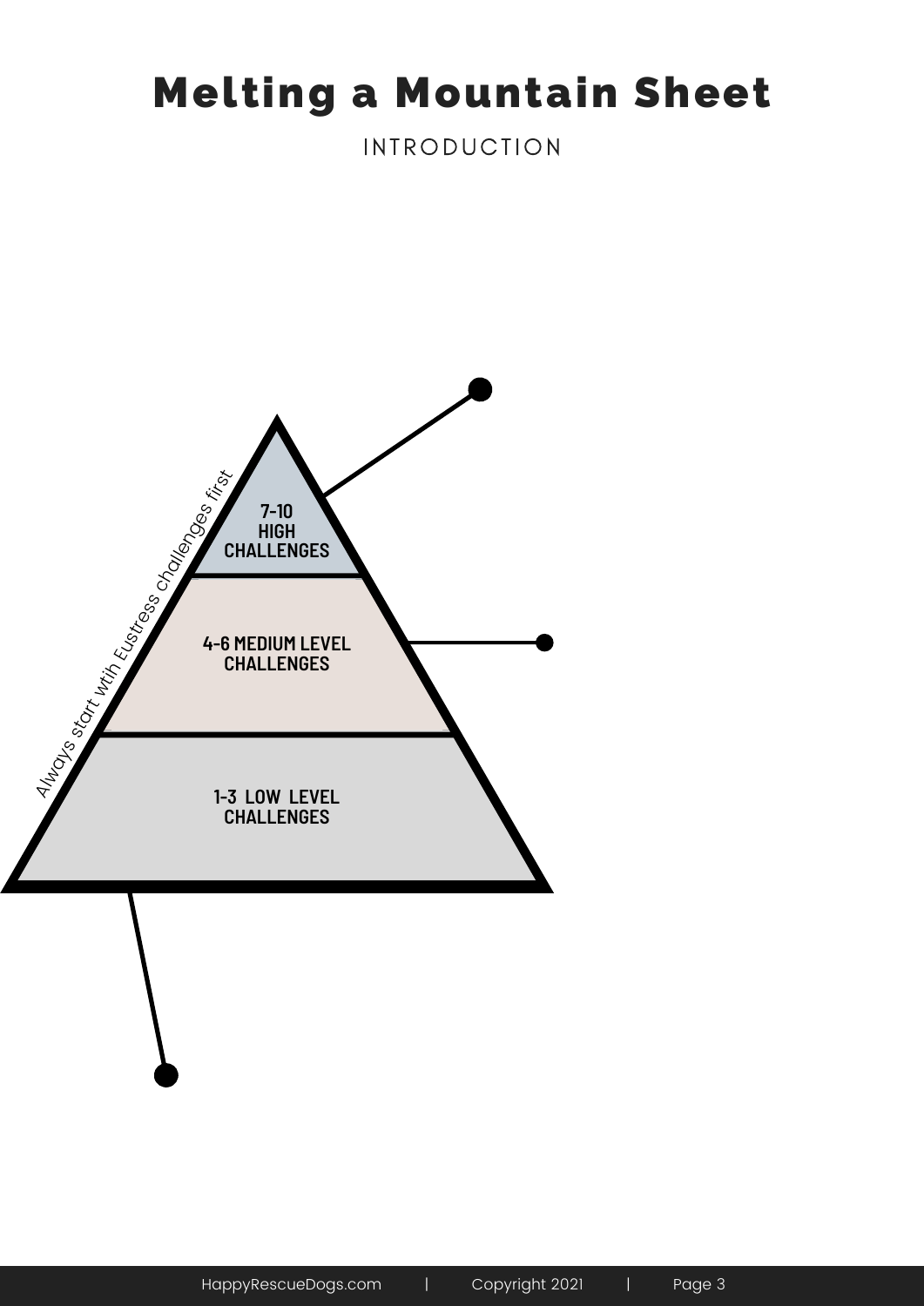# Melting a Mountain Sheet

INTRODUCTION

Always start wtih Eustress challenges first

**7-10 HIGH CHALLENGES**

**4-6 MEDIUM LEVEL CHALLENGES**

**1-3 LOW LEVEL CHALLENGES**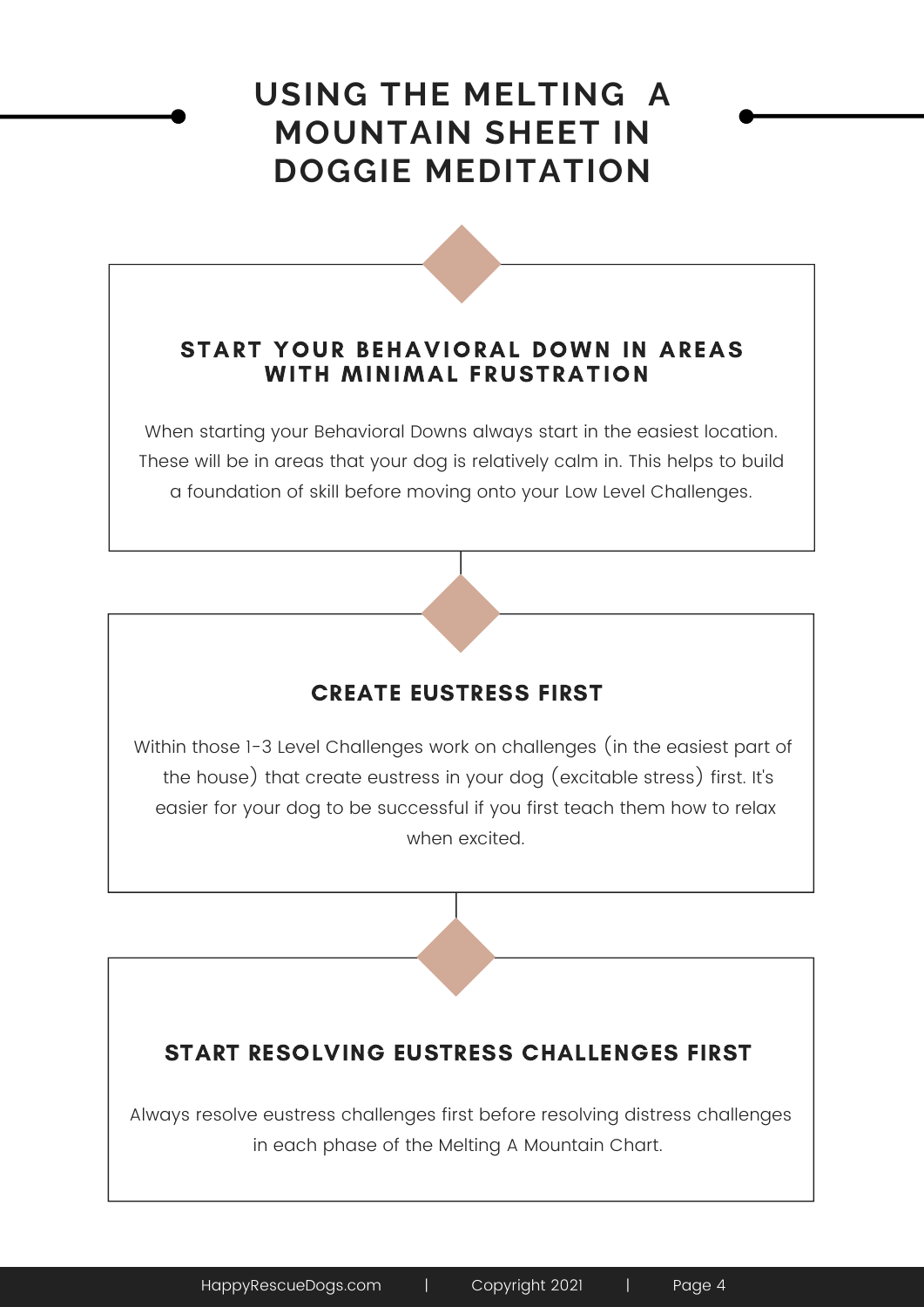# USING THE MELTING A MOUNTAIN SHEET IN DOGGIE MEDITATION

### START YOUR BEHAVIORAL DOWN IN AREAS WITH MINIMAL FRUSTRATION

When starting your Behavioral Downs always start in the easiest location. These will be in areas that your dog is relatively calm in. This helps to build a foundation of skill before moving onto your Low Level Challenges.

### CREATE EUSTRESS FIRST

Within those 1-3 Level Challenges work on challenges (in the easiest part of the house) that create eustress in your dog (excitable stress) first. It's easier for your dog to be successful if you first teach them how to relax when excited.

### START RESOLVING EUSTRESS CHALLENGES FIRST

Always resolve eustress challenges first before resolving distress challenges in each phase of the Melting A Mountain Chart.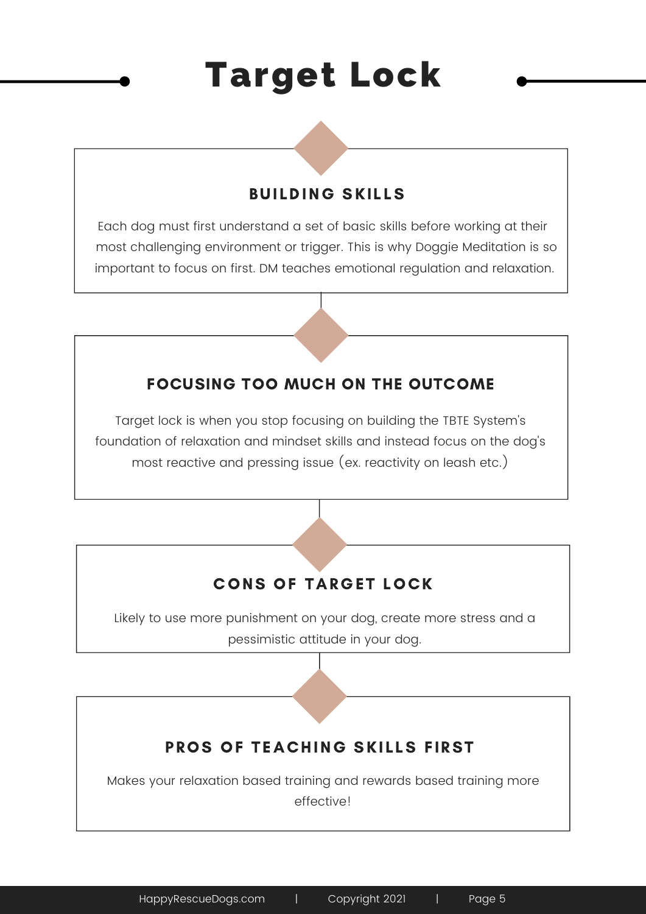# Target Lock

## BUILDING SKILLS

Each dog must first understand a set of basic skills before working at their most challenging environment or trigger. This is why Doggie Meditation is so important to focus on first. DM teaches emotional regulation and relaxation.

## FOCUSING TOO MUCH ON THE OUTCOME

Target lock is when you stop focusing on building the TBTE System's foundation of relaxation and mindset skills and instead focus on the dog's most reactive and pressing issue (ex. reactivity on leash etc.)

## CONS OF TARGET LOCK

Likely to use more punishment on your dog, create more stress and a pessimistic attitude in your dog.

## PROS OF TEACHING SKILLS FIRST

Makes your relaxation based training and rewards based training more effective!